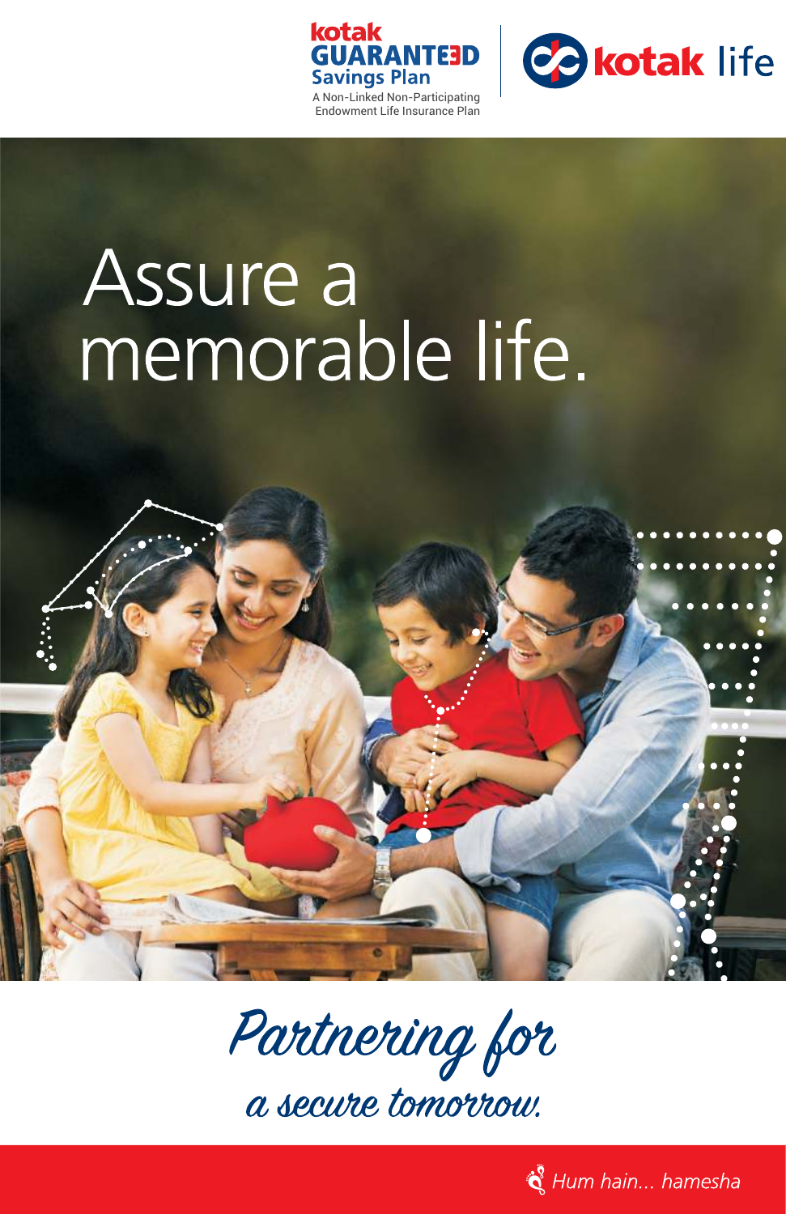kotak
**GUARANTEED**
**Savings Plan**
A Non-Linked Non-Participating Endowment Life Insurance Plan

kotak life

# Assure a memorable life.

*Partnering for a secure tomorrow.*

*Hum hain... hamesha*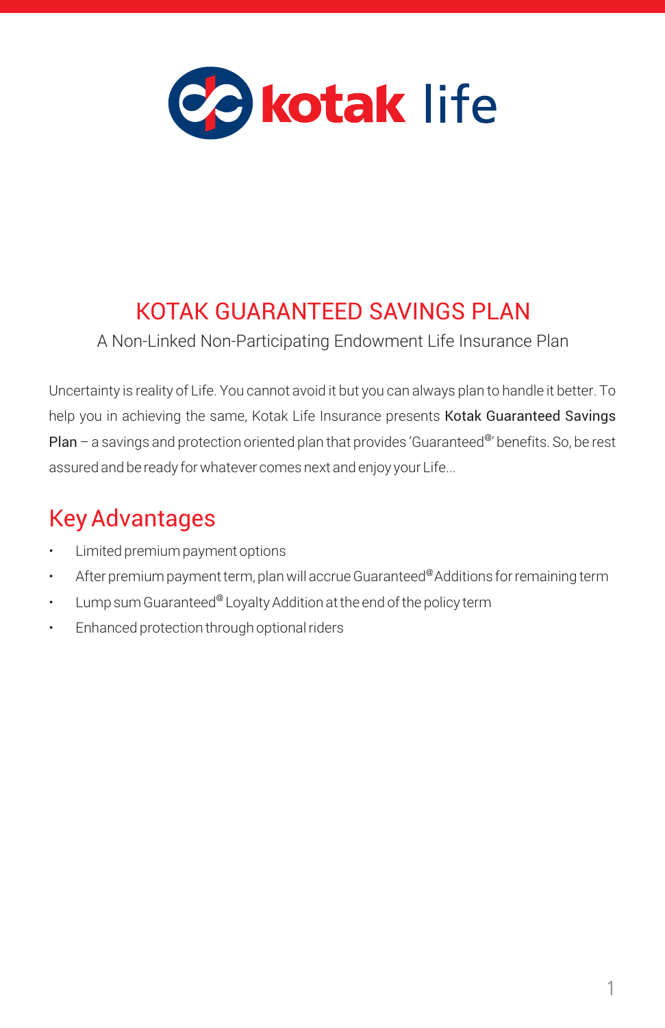# KOTAK GUARANTEED SAVINGS PLAN

A Non-Linked Non-Participating Endowment Life Insurance Plan

Uncertainty is reality of Life. You cannot avoid it but you can always plan to handle it better. To help you in achieving the same, Kotak Life Insurance presents Kotak Guaranteed Savings Plan – a savings and protection oriented plan that provides 'Guaranteed@' benefits. So, be rest assured and be ready for whatever comes next and enjoy your Life...

## Key Advantages

- Limited premium payment options
- After premium payment term, plan will accrue Guaranteed@ Additions for remaining term
- Lump sum Guaranteed@ Loyalty Addition at the end of the policy term
- Enhanced protection through optional riders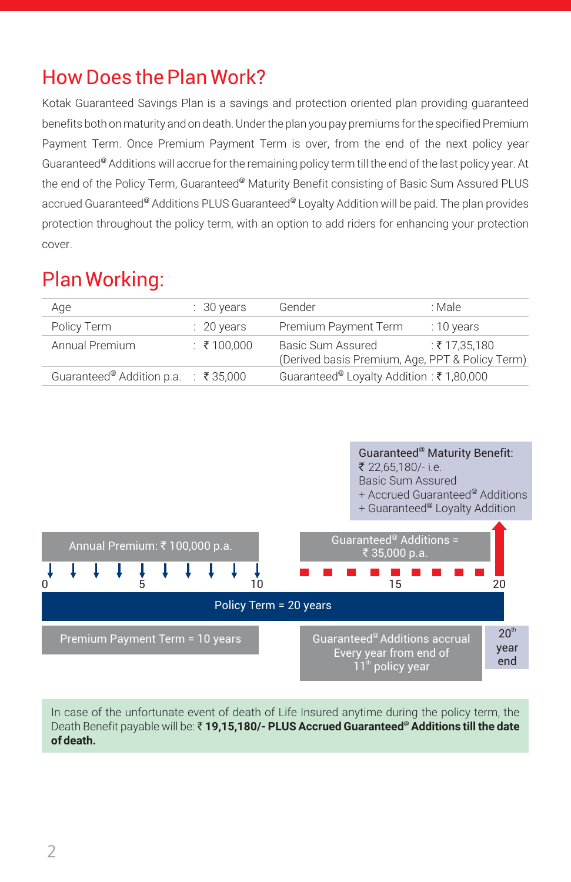## How Does the Plan Work?

Kotak Guaranteed Savings Plan is a savings and protection oriented plan providing guaranteed benefits both on maturity and on death. Under the plan you pay premiums for the specified Premium Payment Term. Once Premium Payment Term is over, from the end of the next policy year Guaranteed[@] Additions will accrue for the remaining policy term till the end of the last policy year. At the end of the Policy Term, Guaranteed[@] Maturity Benefit consisting of Basic Sum Assured PLUS accrued Guaranteed[@] Additions PLUS Guaranteed[@] Loyalty Addition will be paid. The plan provides protection throughout the policy term, with an option to add riders for enhancing your protection cover.

## Plan Working:

| | | | |
|---|---|---|---|
| Age | : 30 years | Gender | : Male |
| Policy Term | : 20 years | Premium Payment Term | : 10 years |
| Annual Premium | : ₹ 100,000 | Basic Sum Assured<br>(Derived basis Premium, Age, PPT & Policy Term) | : ₹ 17,35,180 |
| Guaranteed[@] Addition p.a. | : ₹ 35,000 | Guaranteed[@] Loyalty Addition | : ₹ 1,80,000 |

Guaranteed[@] Maturity Benefit:
₹ 22,65,180/- i.e.
Basic Sum Assured
+ Accrued Guaranteed[@] Additions
+ Guaranteed[@] Loyalty Addition

Annual Premium: ₹ 100,000 p.a.

Guaranteed[@] Additions = ₹ 35,000 p.a.

0 5 10 15 20

Policy Term = 20 years

Premium Payment Term = 10 years

Guaranteed[@] Additions accrual Every year from end of 11[th] policy year

20[th] year end

In case of the unfortunate event of death of Life Insured anytime during the policy term, the Death Benefit payable will be: **₹ 19,15,180/- PLUS Accrued Guaranteed[@] Additions till the date of death.**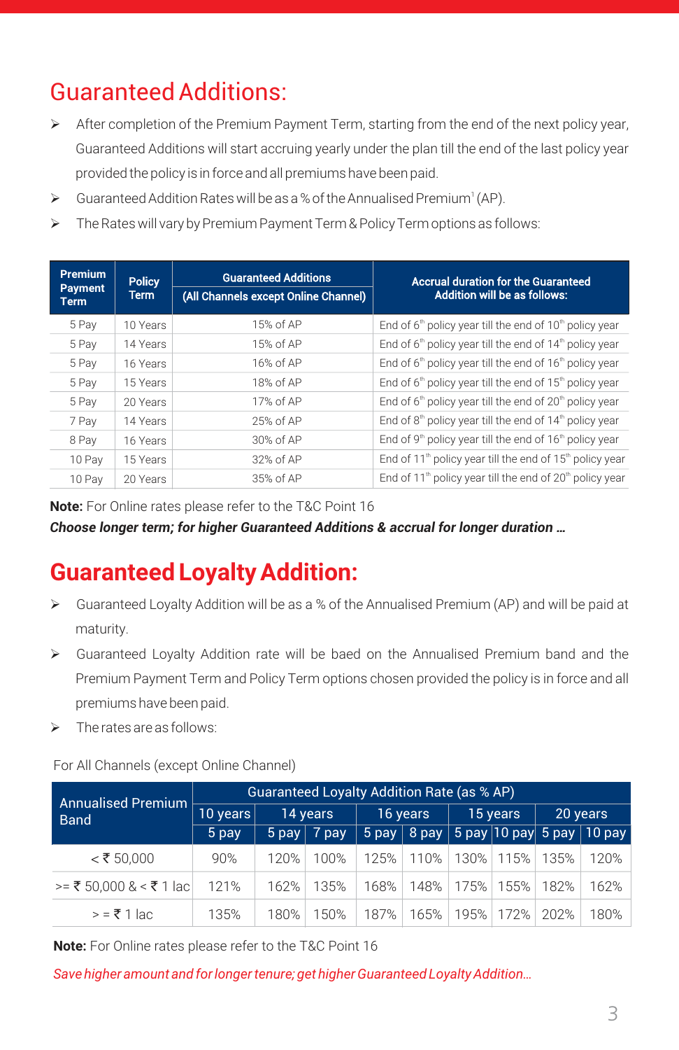# Guaranteed Additions:

- After completion of the Premium Payment Term, starting from the end of the next policy year, Guaranteed Additions will start accruing yearly under the plan till the end of the last policy year provided the policy is in force and all premiums have been paid.
- Guaranteed Addition Rates will be as a % of the Annualised Premium[1] (AP).
- The Rates will vary by Premium Payment Term & Policy Term options as follows:

| Premium Payment Term | Policy Term | Guaranteed Additions (All Channels except Online Channel) | Accrual duration for the Guaranteed Addition will be as follows: |
|---|---|---|---|
| 5 Pay | 10 Years | 15% of AP | End of 6th policy year till the end of 10th policy year |
| 5 Pay | 14 Years | 15% of AP | End of 6th policy year till the end of 14th policy year |
| 5 Pay | 16 Years | 16% of AP | End of 6th policy year till the end of 16th policy year |
| 5 Pay | 15 Years | 18% of AP | End of 6th policy year till the end of 15th policy year |
| 5 Pay | 20 Years | 17% of AP | End of 6th policy year till the end of 20th policy year |
| 7 Pay | 14 Years | 25% of AP | End of 8th policy year till the end of 14th policy year |
| 8 Pay | 16 Years | 30% of AP | End of 9th policy year till the end of 16th policy year |
| 10 Pay | 15 Years | 32% of AP | End of 11th policy year till the end of 15th policy year |
| 10 Pay | 20 Years | 35% of AP | End of 11th policy year till the end of 20th policy year |

**Note:** For Online rates please refer to the T&C Point 16

***Choose longer term; for higher Guaranteed Additions & accrual for longer duration …***

# Guaranteed Loyalty Addition:

- Guaranteed Loyalty Addition will be as a % of the Annualised Premium (AP) and will be paid at maturity.
- Guaranteed Loyalty Addition rate will be baed on the Annualised Premium band and the Premium Payment Term and Policy Term options chosen provided the policy is in force and all premiums have been paid.
- The rates are as follows:

For All Channels (except Online Channel)

| Annualised Premium Band | Guaranteed Loyalty Addition Rate (as % AP) | | | | | | | | |
|---|---|---|---|---|---|---|---|---|---|
| | 10 years | 14 years | | 16 years | | 15 years | | 20 years | |
| | 5 pay | 5 pay | 7 pay | 5 pay | 8 pay | 5 pay | 10 pay | 5 pay | 10 pay |
| < ₹ 50,000 | 90% | 120% | 100% | 125% | 110% | 130% | 115% | 135% | 120% |
| >= ₹ 50,000 & < ₹ 1 lac | 121% | 162% | 135% | 168% | 148% | 175% | 155% | 182% | 162% |
| > = ₹ 1 lac | 135% | 180% | 150% | 187% | 165% | 195% | 172% | 202% | 180% |

**Note:** For Online rates please refer to the T&C Point 16

*Save higher amount and for longer tenure; get higher Guaranteed Loyalty Addition…*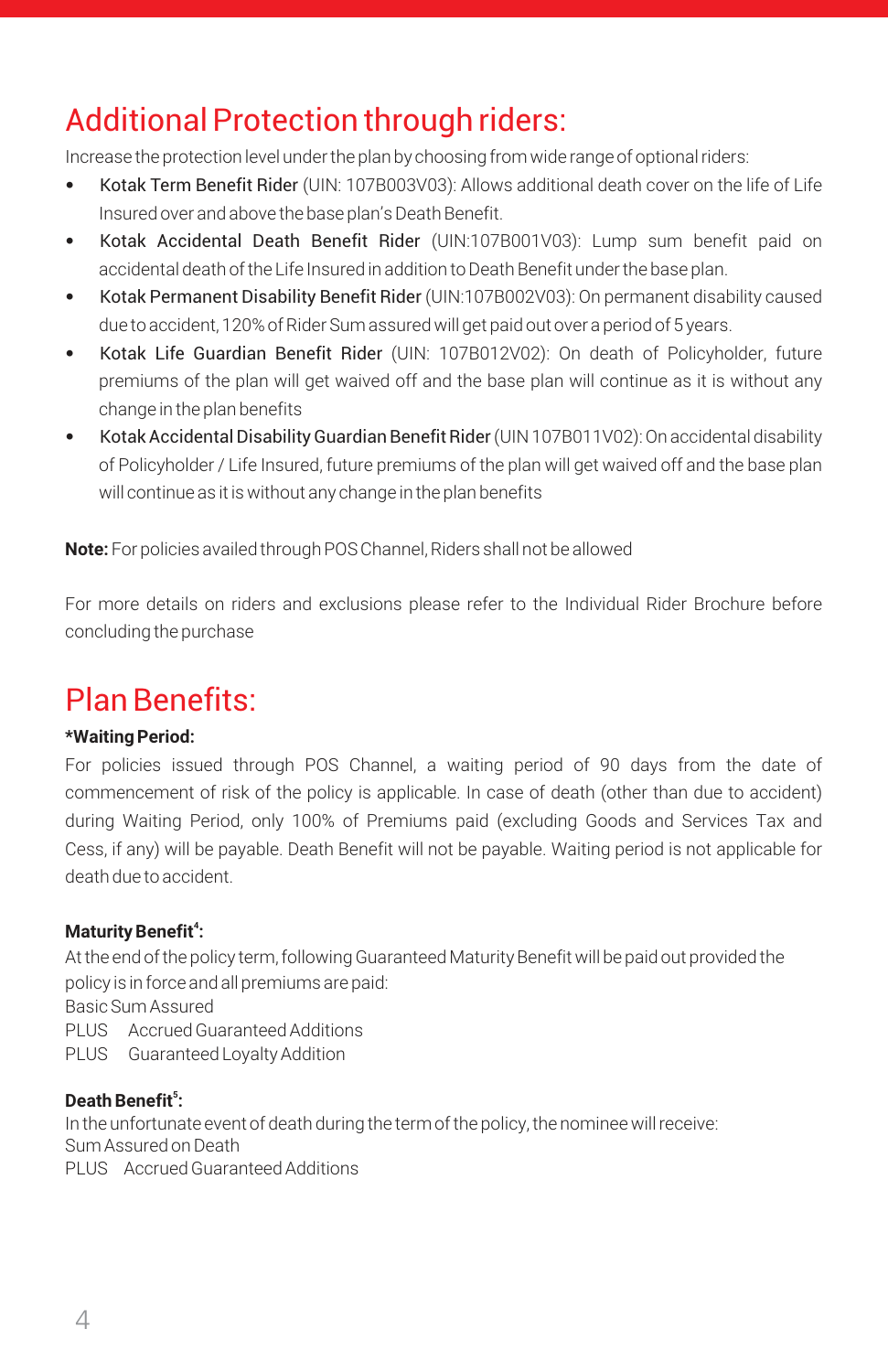## Additional Protection through riders:

Increase the protection level under the plan by choosing from wide range of optional riders:

- Kotak Term Benefit Rider (UIN: 107B003V03): Allows additional death cover on the life of Life Insured over and above the base plan's Death Benefit.
- Kotak Accidental Death Benefit Rider (UIN:107B001V03): Lump sum benefit paid on accidental death of the Life Insured in addition to Death Benefit under the base plan.
- Kotak Permanent Disability Benefit Rider (UIN:107B002V03): On permanent disability caused due to accident, 120% of Rider Sum assured will get paid out over a period of 5 years.
- Kotak Life Guardian Benefit Rider (UIN: 107B012V02): On death of Policyholder, future premiums of the plan will get waived off and the base plan will continue as it is without any change in the plan benefits
- Kotak Accidental Disability Guardian Benefit Rider (UIN 107B011V02): On accidental disability of Policyholder / Life Insured, future premiums of the plan will get waived off and the base plan will continue as it is without any change in the plan benefits

**Note:** For policies availed through POS Channel, Riders shall not be allowed

For more details on riders and exclusions please refer to the Individual Rider Brochure before concluding the purchase

## Plan Benefits:

**\*Waiting Period:**

For policies issued through POS Channel, a waiting period of 90 days from the date of commencement of risk of the policy is applicable. In case of death (other than due to accident) during Waiting Period, only 100% of Premiums paid (excluding Goods and Services Tax and Cess, if any) will be payable. Death Benefit will not be payable. Waiting period is not applicable for death due to accident.

**Maturity Benefit[4]:**

At the end of the policy term, following Guaranteed Maturity Benefit will be paid out provided the policy is in force and all premiums are paid:

Basic Sum Assured
PLUS Accrued Guaranteed Additions
PLUS Guaranteed Loyalty Addition

**Death Benefit[5]:**

In the unfortunate event of death during the term of the policy, the nominee will receive:

Sum Assured on Death
PLUS Accrued Guaranteed Additions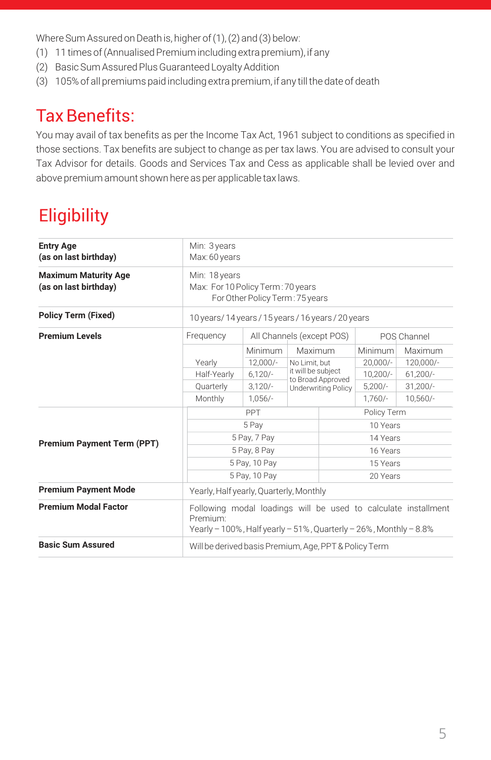Where Sum Assured on Death is, higher of (1), (2) and (3) below:

(1) 11 times of (Annualised Premium including extra premium), if any
(2) Basic Sum Assured Plus Guaranteed Loyalty Addition
(3) 105% of all premiums paid including extra premium, if any till the date of death

## Tax Benefits:

You may avail of tax benefits as per the Income Tax Act, 1961 subject to conditions as specified in those sections. Tax benefits are subject to change as per tax laws. You are advised to consult your Tax Advisor for details. Goods and Services Tax and Cess as applicable shall be levied over and above premium amount shown here as per applicable tax laws.

## Eligibility

| **Entry Age (as on last birthday)** | Min: 3 years<br>Max: 60 years | | | | |
|---|---|---|---|---|---|
| **Maximum Maturity Age (as on last birthday)** | Min: 18 years<br>Max: For 10 Policy Term : 70 years<br>For Other Policy Term : 75 years | | | | |
| **Policy Term (Fixed)** | 10 years/ 14 years / 15 years / 16 years / 20 years | | | | |
| **Premium Levels** | Frequency | All Channels (except POS) | | POS Channel | |
| | | Minimum | Maximum | Minimum | Maximum |
| | Yearly | 12,000/- | No Limit, but it will be subject to Broad Approved Underwriting Policy | 20,000/- | 120,000/- |
| | Half-Yearly | 6,120/- | | 10,200/- | 61,200/- |
| | Quarterly | 3,120/- | | 5,200/- | 31,200/- |
| | Monthly | 1,056/- | | 1,760/- | 10,560/- |

| **Premium Payment Term (PPT)** | PPT | Policy Term |
|---|---|---|
| | 5 Pay | 10 Years |
| | 5 Pay, 7 Pay | 14 Years |
| | 5 Pay, 8 Pay | 16 Years |
| | 5 Pay, 10 Pay | 15 Years |
| | 5 Pay, 10 Pay | 20 Years |

| | |
|---|---|
| **Premium Payment Mode** | Yearly, Half yearly, Quarterly, Monthly |
| **Premium Modal Factor** | Following modal loadings will be used to calculate installment Premium:<br>Yearly – 100%, Half yearly – 51%, Quarterly – 26%, Monthly – 8.8% |
| **Basic Sum Assured** | Will be derived basis Premium, Age, PPT & Policy Term |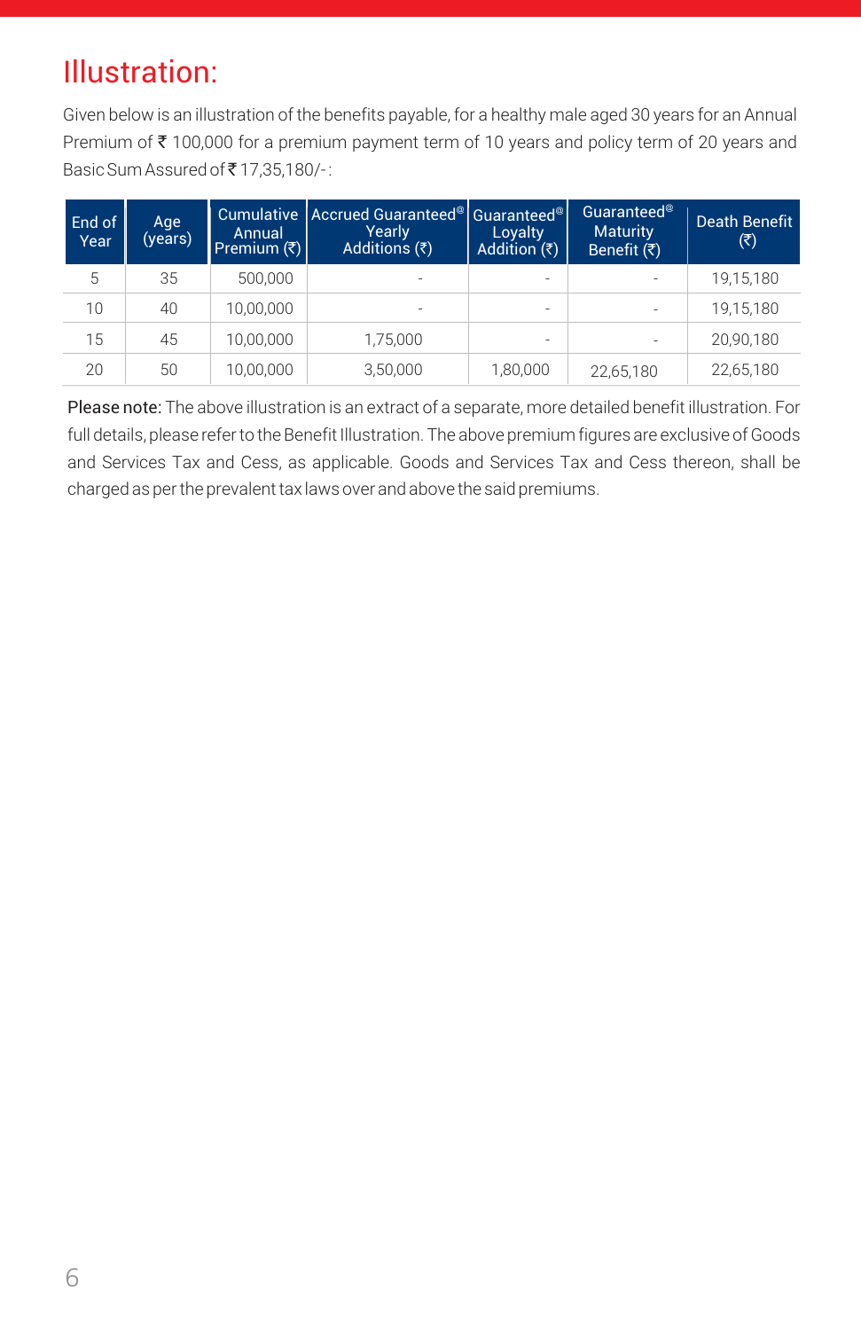# Illustration:

Given below is an illustration of the benefits payable, for a healthy male aged 30 years for an Annual Premium of ₹ 100,000 for a premium payment term of 10 years and policy term of 20 years and Basic Sum Assured of ₹ 17,35,180/- :

| End of Year | Age (years) | Cumulative Annual Premium (₹) | Accrued Guaranteed@ Yearly Additions (₹) | Guaranteed@ Loyalty Addition (₹) | Guaranteed@ Maturity Benefit (₹) | Death Benefit (₹) |
|---|---|---|---|---|---|---|
| 5 | 35 | 500,000 | - | - | - | 19,15,180 |
| 10 | 40 | 10,00,000 | - | - | - | 19,15,180 |
| 15 | 45 | 10,00,000 | 1,75,000 | - | - | 20,90,180 |
| 20 | 50 | 10,00,000 | 3,50,000 | 1,80,000 | 22,65,180 | 22,65,180 |

Please note: The above illustration is an extract of a separate, more detailed benefit illustration. For full details, please refer to the Benefit Illustration. The above premium figures are exclusive of Goods and Services Tax and Cess, as applicable. Goods and Services Tax and Cess thereon, shall be charged as per the prevalent tax laws over and above the said premiums.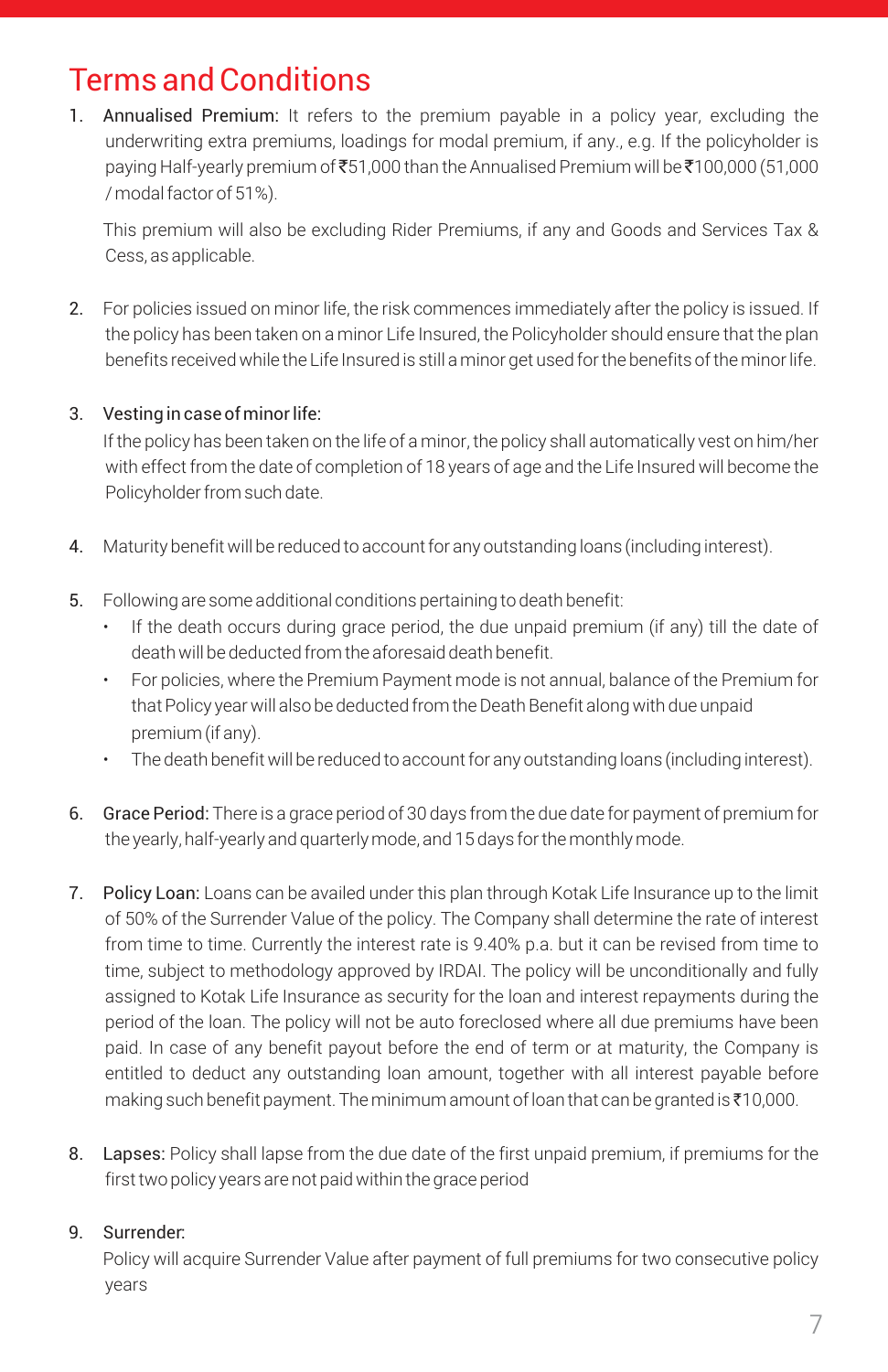# Terms and Conditions

1. **Annualised Premium:** It refers to the premium payable in a policy year, excluding the underwriting extra premiums, loadings for modal premium, if any., e.g. If the policyholder is paying Half-yearly premium of ₹51,000 than the Annualised Premium will be ₹100,000 (51,000 / modal factor of 51%).

   This premium will also be excluding Rider Premiums, if any and Goods and Services Tax & Cess, as applicable.

2. For policies issued on minor life, the risk commences immediately after the policy is issued. If the policy has been taken on a minor Life Insured, the Policyholder should ensure that the plan benefits received while the Life Insured is still a minor get used for the benefits of the minor life.

3. Vesting in case of minor life:
   If the policy has been taken on the life of a minor, the policy shall automatically vest on him/her with effect from the date of completion of 18 years of age and the Life Insured will become the Policyholder from such date.

4. Maturity benefit will be reduced to account for any outstanding loans (including interest).

5. Following are some additional conditions pertaining to death benefit:
   - If the death occurs during grace period, the due unpaid premium (if any) till the date of death will be deducted from the aforesaid death benefit.
   - For policies, where the Premium Payment mode is not annual, balance of the Premium for that Policy year will also be deducted from the Death Benefit along with due unpaid premium (if any).
   - The death benefit will be reduced to account for any outstanding loans (including interest).

6. **Grace Period:** There is a grace period of 30 days from the due date for payment of premium for the yearly, half-yearly and quarterly mode, and 15 days for the monthly mode.

7. **Policy Loan:** Loans can be availed under this plan through Kotak Life Insurance up to the limit of 50% of the Surrender Value of the policy. The Company shall determine the rate of interest from time to time. Currently the interest rate is 9.40% p.a. but it can be revised from time to time, subject to methodology approved by IRDAI. The policy will be unconditionally and fully assigned to Kotak Life Insurance as security for the loan and interest repayments during the period of the loan. The policy will not be auto foreclosed where all due premiums have been paid. In case of any benefit payout before the end of term or at maturity, the Company is entitled to deduct any outstanding loan amount, together with all interest payable before making such benefit payment. The minimum amount of loan that can be granted is ₹10,000.

8. **Lapses:** Policy shall lapse from the due date of the first unpaid premium, if premiums for the first two policy years are not paid within the grace period

9. Surrender:
   Policy will acquire Surrender Value after payment of full premiums for two consecutive policy years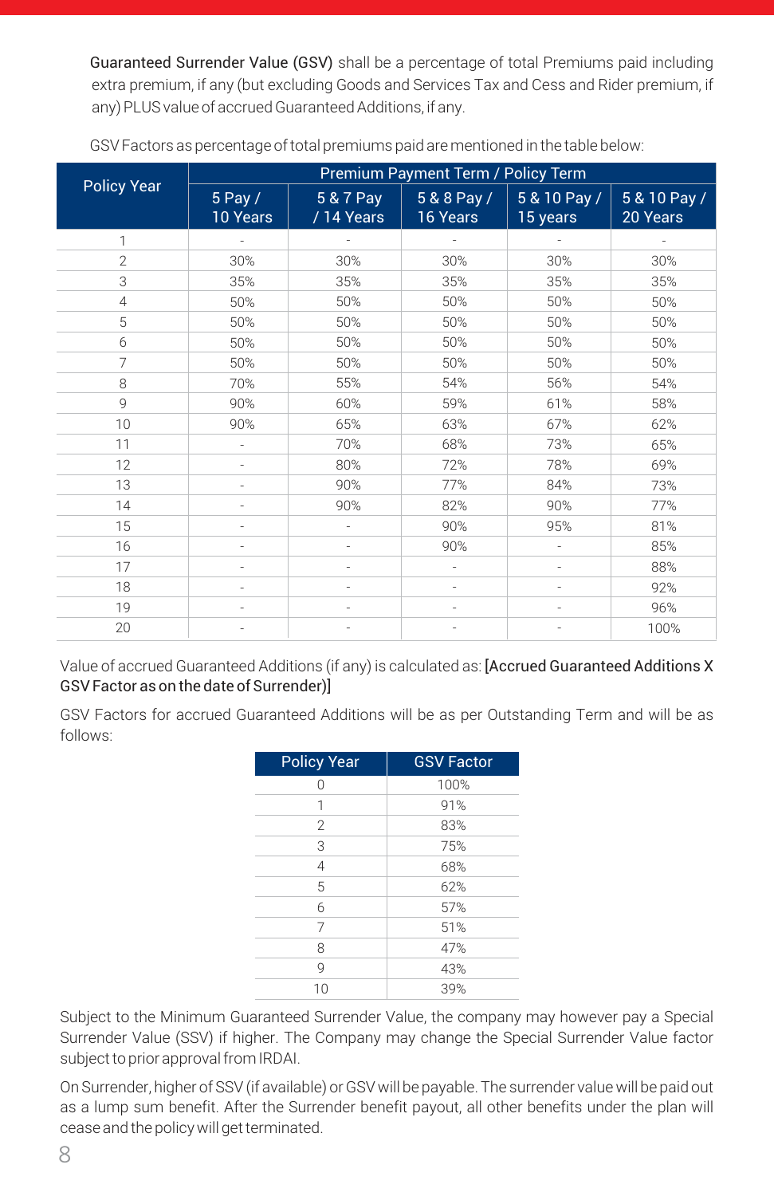**Guaranteed Surrender Value (GSV)** shall be a percentage of total Premiums paid including extra premium, if any (but excluding Goods and Services Tax and Cess and Rider premium, if any) PLUS value of accrued Guaranteed Additions, if any.

GSV Factors as percentage of total premiums paid are mentioned in the table below:

| Policy Year | Premium Payment Term / Policy Term | | | | |
|---|---|---|---|---|---|
| | 5 Pay / 10 Years | 5 & 7 Pay / 14 Years | 5 & 8 Pay / 16 Years | 5 & 10 Pay / 15 years | 5 & 10 Pay / 20 Years |
| 1 | - | - | - | - | - |
| 2 | 30% | 30% | 30% | 30% | 30% |
| 3 | 35% | 35% | 35% | 35% | 35% |
| 4 | 50% | 50% | 50% | 50% | 50% |
| 5 | 50% | 50% | 50% | 50% | 50% |
| 6 | 50% | 50% | 50% | 50% | 50% |
| 7 | 50% | 50% | 50% | 50% | 50% |
| 8 | 70% | 55% | 54% | 56% | 54% |
| 9 | 90% | 60% | 59% | 61% | 58% |
| 10 | 90% | 65% | 63% | 67% | 62% |
| 11 | - | 70% | 68% | 73% | 65% |
| 12 | - | 80% | 72% | 78% | 69% |
| 13 | - | 90% | 77% | 84% | 73% |
| 14 | - | 90% | 82% | 90% | 77% |
| 15 | - | - | 90% | 95% | 81% |
| 16 | - | - | 90% | - | 85% |
| 17 | - | - | - | - | 88% |
| 18 | - | - | - | - | 92% |
| 19 | - | - | - | - | 96% |
| 20 | - | - | - | - | 100% |

Value of accrued Guaranteed Additions (if any) is calculated as: **[Accrued Guaranteed Additions X GSV Factor as on the date of Surrender)]**

GSV Factors for accrued Guaranteed Additions will be as per Outstanding Term and will be as follows:

| Policy Year | GSV Factor |
|---|---|
| 0 | 100% |
| 1 | 91% |
| 2 | 83% |
| 3 | 75% |
| 4 | 68% |
| 5 | 62% |
| 6 | 57% |
| 7 | 51% |
| 8 | 47% |
| 9 | 43% |
| 10 | 39% |

Subject to the Minimum Guaranteed Surrender Value, the company may however pay a Special Surrender Value (SSV) if higher. The Company may change the Special Surrender Value factor subject to prior approval from IRDAI.

On Surrender, higher of SSV (if available) or GSV will be payable. The surrender value will be paid out as a lump sum benefit. After the Surrender benefit payout, all other benefits under the plan will cease and the policy will get terminated.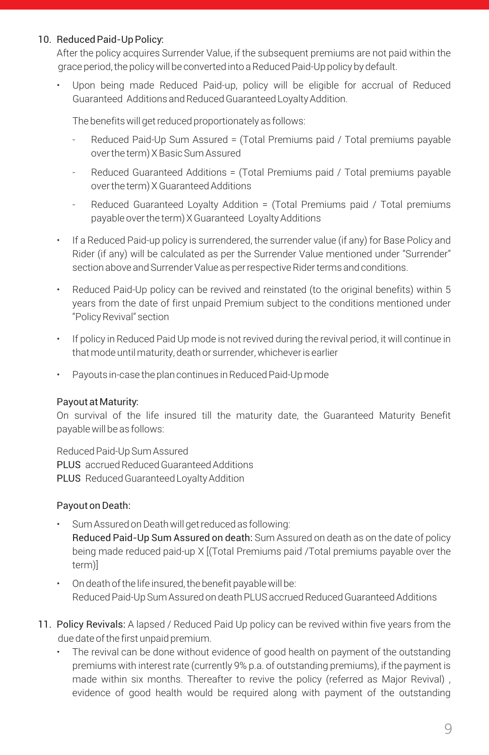10. Reduced Paid-Up Policy:

    After the policy acquires Surrender Value, if the subsequent premiums are not paid within the grace period, the policy will be converted into a Reduced Paid-Up policy by default.

    - Upon being made Reduced Paid-up, policy will be eligible for accrual of Reduced Guaranteed Additions and Reduced Guaranteed Loyalty Addition.

      The benefits will get reduced proportionately as follows:

      - Reduced Paid-Up Sum Assured = (Total Premiums paid / Total premiums payable over the term) X Basic Sum Assured
      - Reduced Guaranteed Additions = (Total Premiums paid / Total premiums payable over the term) X Guaranteed Additions
      - Reduced Guaranteed Loyalty Addition = (Total Premiums paid / Total premiums payable over the term) X Guaranteed Loyalty Additions

    - If a Reduced Paid-up policy is surrendered, the surrender value (if any) for Base Policy and Rider (if any) will be calculated as per the Surrender Value mentioned under "Surrender" section above and Surrender Value as per respective Rider terms and conditions.

    - Reduced Paid-Up policy can be revived and reinstated (to the original benefits) within 5 years from the date of first unpaid Premium subject to the conditions mentioned under "Policy Revival" section

    - If policy in Reduced Paid Up mode is not revived during the revival period, it will continue in that mode until maturity, death or surrender, whichever is earlier

    - Payouts in-case the plan continues in Reduced Paid-Up mode

    Payout at Maturity:

    On survival of the life insured till the maturity date, the Guaranteed Maturity Benefit payable will be as follows:

    Reduced Paid-Up Sum Assured  
    PLUS accrued Reduced Guaranteed Additions  
    PLUS Reduced Guaranteed Loyalty Addition

    Payout on Death:

    - Sum Assured on Death will get reduced as following:  
      **Reduced Paid-Up Sum Assured on death:** Sum Assured on death as on the date of policy being made reduced paid-up X [(Total Premiums paid /Total premiums payable over the term)]

    - On death of the life insured, the benefit payable will be:  
      Reduced Paid-Up Sum Assured on death PLUS accrued Reduced Guaranteed Additions

11. Policy Revivals: A lapsed / Reduced Paid Up policy can be revived within five years from the due date of the first unpaid premium.

    - The revival can be done without evidence of good health on payment of the outstanding premiums with interest rate (currently 9% p.a. of outstanding premiums), if the payment is made within six months. Thereafter to revive the policy (referred as Major Revival) , evidence of good health would be required along with payment of the outstanding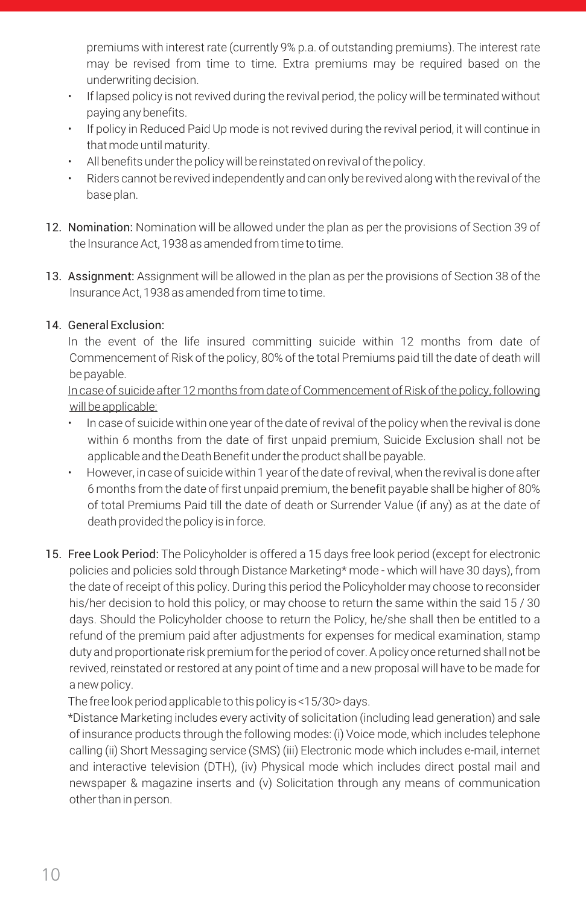premiums with interest rate (currently 9% p.a. of outstanding premiums). The interest rate may be revised from time to time. Extra premiums may be required based on the underwriting decision.

- If lapsed policy is not revived during the revival period, the policy will be terminated without paying any benefits.
- If policy in Reduced Paid Up mode is not revived during the revival period, it will continue in that mode until maturity.
- All benefits under the policy will be reinstated on revival of the policy.
- Riders cannot be revived independently and can only be revived along with the revival of the base plan.

12. Nomination: Nomination will be allowed under the plan as per the provisions of Section 39 of the Insurance Act, 1938 as amended from time to time.

13. Assignment: Assignment will be allowed in the plan as per the provisions of Section 38 of the Insurance Act, 1938 as amended from time to time.

14. General Exclusion:

    In the event of the life insured committing suicide within 12 months from date of Commencement of Risk of the policy, 80% of the total Premiums paid till the date of death will be payable.

    <u>In case of suicide after 12 months from date of Commencement of Risk of the policy, following will be applicable:</u>

    - In case of suicide within one year of the date of revival of the policy when the revival is done within 6 months from the date of first unpaid premium, Suicide Exclusion shall not be applicable and the Death Benefit under the product shall be payable.
    - However, in case of suicide within 1 year of the date of revival, when the revival is done after 6 months from the date of first unpaid premium, the benefit payable shall be higher of 80% of total Premiums Paid till the date of death or Surrender Value (if any) as at the date of death provided the policy is in force.

15. Free Look Period: The Policyholder is offered a 15 days free look period (except for electronic policies and policies sold through Distance Marketing* mode - which will have 30 days), from the date of receipt of this policy. During this period the Policyholder may choose to reconsider his/her decision to hold this policy, or may choose to return the same within the said 15 / 30 days. Should the Policyholder choose to return the Policy, he/she shall then be entitled to a refund of the premium paid after adjustments for expenses for medical examination, stamp duty and proportionate risk premium for the period of cover. A policy once returned shall not be revived, reinstated or restored at any point of time and a new proposal will have to be made for a new policy.

    The free look period applicable to this policy is <15/30> days.

    *Distance Marketing includes every activity of solicitation (including lead generation) and sale of insurance products through the following modes: (i) Voice mode, which includes telephone calling (ii) Short Messaging service (SMS) (iii) Electronic mode which includes e-mail, internet and interactive television (DTH), (iv) Physical mode which includes direct postal mail and newspaper & magazine inserts and (v) Solicitation through any means of communication other than in person.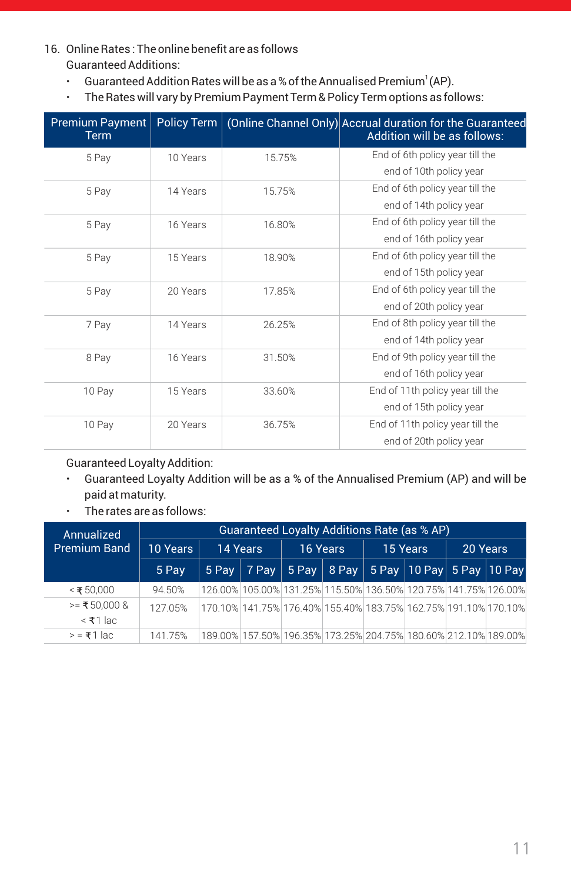16. Online Rates : The online benefit are as follows

Guaranteed Additions:

- Guaranteed Addition Rates will be as a % of the Annualised Premium[1] (AP).
- The Rates will vary by Premium Payment Term & Policy Term options as follows:

| Premium Payment Term | Policy Term | (Online Channel Only) | Accrual duration for the Guaranteed Addition will be as follows: |
|---|---|---|---|
| 5 Pay | 10 Years | 15.75% | End of 6th policy year till the end of 10th policy year |
| 5 Pay | 14 Years | 15.75% | End of 6th policy year till the end of 14th policy year |
| 5 Pay | 16 Years | 16.80% | End of 6th policy year till the end of 16th policy year |
| 5 Pay | 15 Years | 18.90% | End of 6th policy year till the end of 15th policy year |
| 5 Pay | 20 Years | 17.85% | End of 6th policy year till the end of 20th policy year |
| 7 Pay | 14 Years | 26.25% | End of 8th policy year till the end of 14th policy year |
| 8 Pay | 16 Years | 31.50% | End of 9th policy year till the end of 16th policy year |
| 10 Pay | 15 Years | 33.60% | End of 11th policy year till the end of 15th policy year |
| 10 Pay | 20 Years | 36.75% | End of 11th policy year till the end of 20th policy year |

Guaranteed Loyalty Addition:

- Guaranteed Loyalty Addition will be as a % of the Annualised Premium (AP) and will be paid at maturity.
- The rates are as follows:

| Annualized Premium Band | Guaranteed Loyalty Additions Rate (as % AP) | | | | | | | | |
|---|---|---|---|---|---|---|---|---|---|
| | 10 Years | 14 Years | | 16 Years | | 15 Years | | 20 Years | |
| | 5 Pay | 5 Pay | 7 Pay | 5 Pay | 8 Pay | 5 Pay | 10 Pay | 5 Pay | 10 Pay |
| < ₹ 50,000 | 94.50% | 126.00% | 105.00% | 131.25% | 115.50% | 136.50% | 120.75% | 141.75% | 126.00% |
| >= ₹ 50,000 & < ₹ 1 lac | 127.05% | 170.10% | 141.75% | 176.40% | 155.40% | 183.75% | 162.75% | 191.10% | 170.10% |
| > = ₹ 1 lac | 141.75% | 189.00% | 157.50% | 196.35% | 173.25% | 204.75% | 180.60% | 212.10% | 189.00% |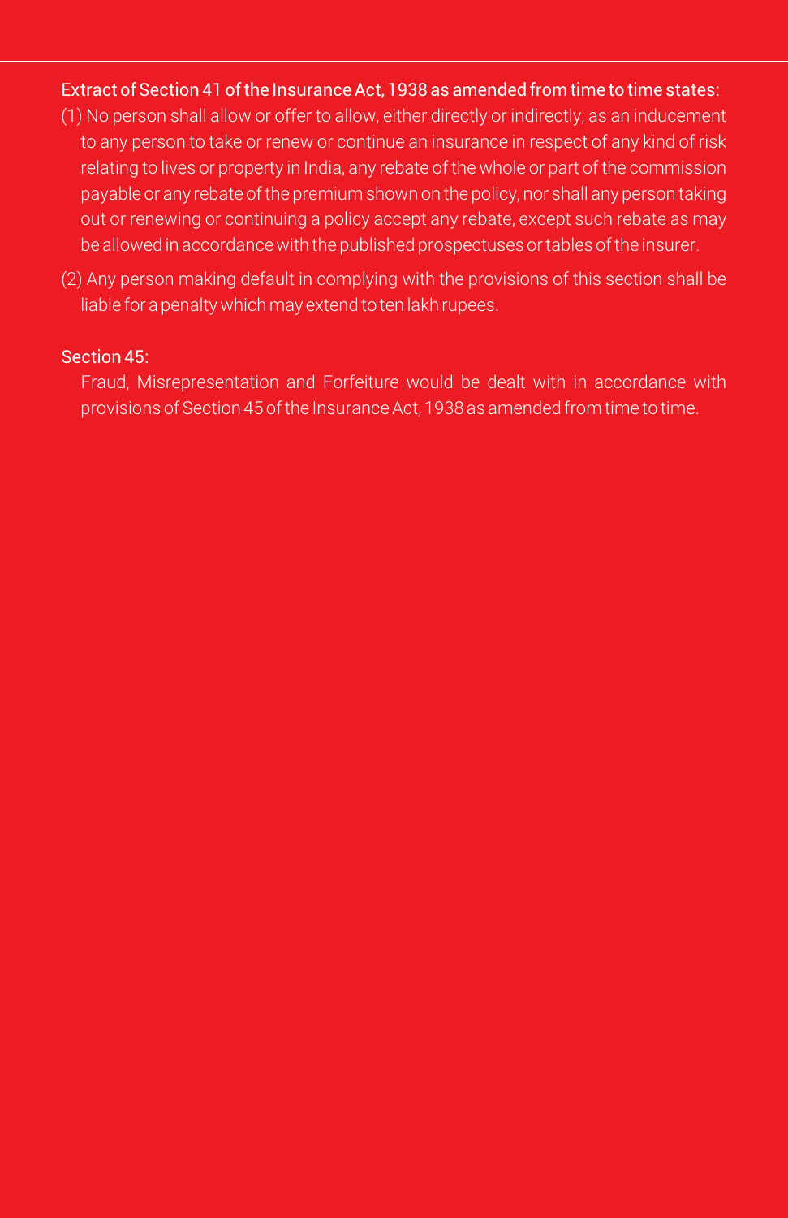**Extract of Section 41 of the Insurance Act, 1938 as amended from time to time states:**

(1) No person shall allow or offer to allow, either directly or indirectly, as an inducement to any person to take or renew or continue an insurance in respect of any kind of risk relating to lives or property in India, any rebate of the whole or part of the commission payable or any rebate of the premium shown on the policy, nor shall any person taking out or renewing or continuing a policy accept any rebate, except such rebate as may be allowed in accordance with the published prospectuses or tables of the insurer.

(2) Any person making default in complying with the provisions of this section shall be liable for a penalty which may extend to ten lakh rupees.

**Section 45:**

Fraud, Misrepresentation and Forfeiture would be dealt with in accordance with provisions of Section 45 of the Insurance Act, 1938 as amended from time to time.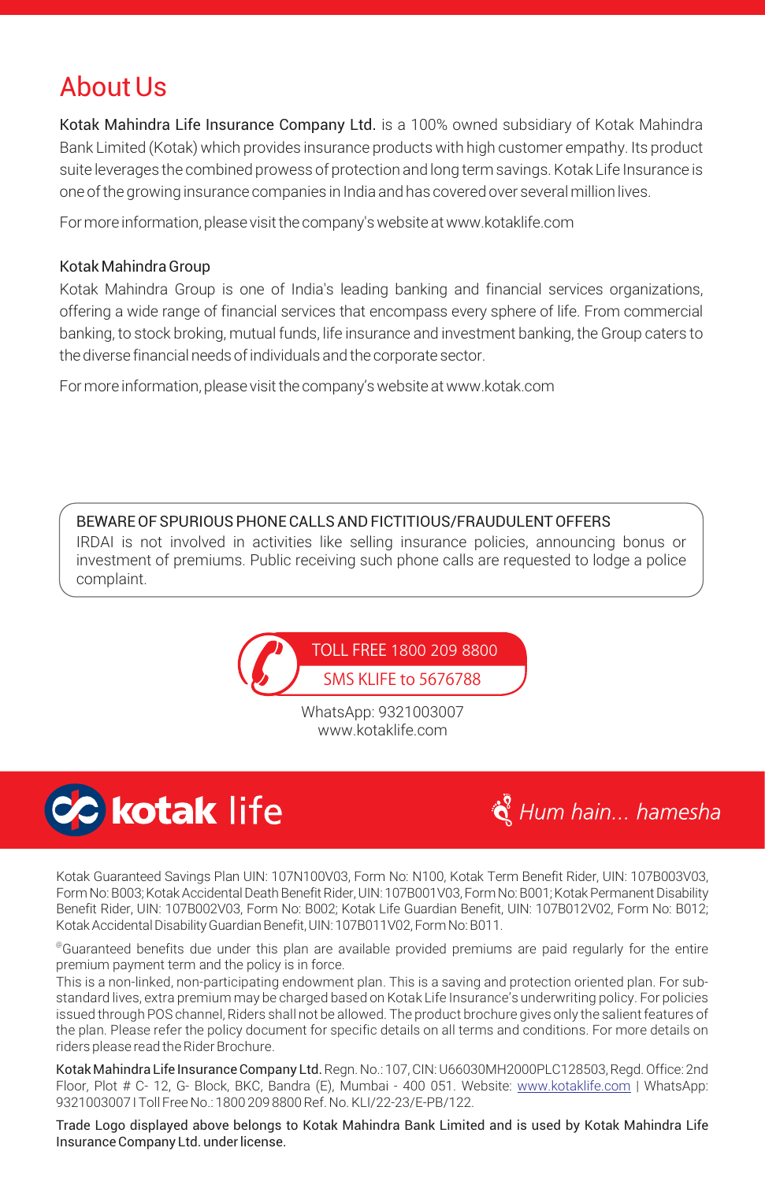# About Us

**Kotak Mahindra Life Insurance Company Ltd.** is a 100% owned subsidiary of Kotak Mahindra Bank Limited (Kotak) which provides insurance products with high customer empathy. Its product suite leverages the combined prowess of protection and long term savings. Kotak Life Insurance is one of the growing insurance companies in India and has covered over several million lives.

For more information, please visit the company's website at www.kotaklife.com

## Kotak Mahindra Group

Kotak Mahindra Group is one of India's leading banking and financial services organizations, offering a wide range of financial services that encompass every sphere of life. From commercial banking, to stock broking, mutual funds, life insurance and investment banking, the Group caters to the diverse financial needs of individuals and the corporate sector.

For more information, please visit the company's website at www.kotak.com

BEWARE OF SPURIOUS PHONE CALLS AND FICTITIOUS/FRAUDULENT OFFERS
IRDAI is not involved in activities like selling insurance policies, announcing bonus or investment of premiums. Public receiving such phone calls are requested to lodge a police complaint.

TOLL FREE 1800 209 8800
SMS KLIFE to 5676788
WhatsApp: 9321003007
www.kotaklife.com

kotak life

*Hum hain... hamesha*

Kotak Guaranteed Savings Plan UIN: 107N100V03, Form No: N100, Kotak Term Benefit Rider, UIN: 107B003V03, Form No: B003; Kotak Accidental Death Benefit Rider, UIN: 107B001V03, Form No: B001; Kotak Permanent Disability Benefit Rider, UIN: 107B002V03, Form No: B002; Kotak Life Guardian Benefit, UIN: 107B012V02, Form No: B012; Kotak Accidental Disability Guardian Benefit, UIN: 107B011V02, Form No: B011.

@Guaranteed benefits due under this plan are available provided premiums are paid regularly for the entire premium payment term and the policy is in force.
This is a non-linked, non-participating endowment plan. This is a saving and protection oriented plan. For sub-standard lives, extra premium may be charged based on Kotak Life Insurance's underwriting policy. For policies issued through POS channel, Riders shall not be allowed. The product brochure gives only the salient features of the plan. Please refer the policy document for specific details on all terms and conditions. For more details on riders please read the Rider Brochure.

**Kotak Mahindra Life Insurance Company Ltd.** Regn. No.: 107, CIN: U66030MH2000PLC128503, Regd. Office: 2nd Floor, Plot # C- 12, G- Block, BKC, Bandra (E), Mumbai - 400 051. Website: www.kotaklife.com | WhatsApp: 9321003007 I Toll Free No.: 1800 209 8800 Ref. No. KLI/22-23/E-PB/122.

Trade Logo displayed above belongs to Kotak Mahindra Bank Limited and is used by Kotak Mahindra Life Insurance Company Ltd. under license.